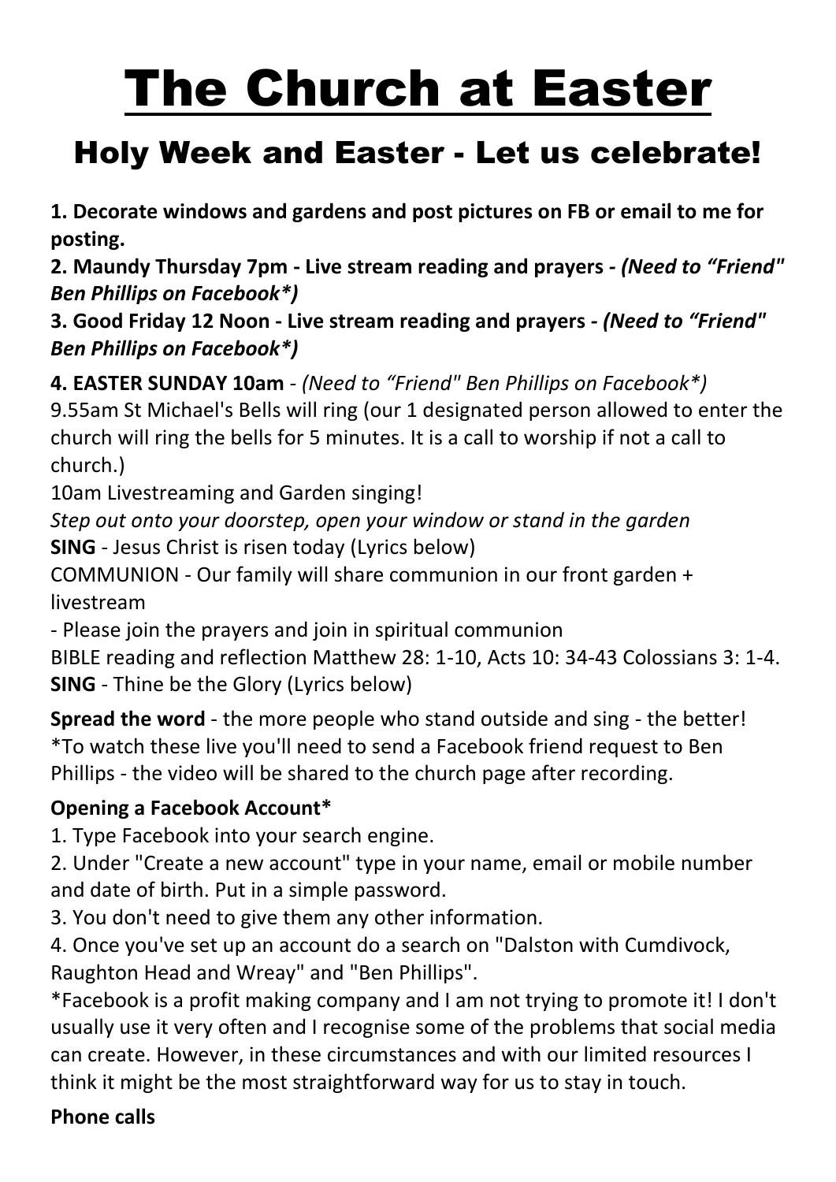# The Church at Easter

## Holy Week and Easter - Let us celebrate!

**1. Decorate windows and gardens and post pictures on FB or email to me for posting.**
**2. Maundy Thursday 7pm - Live stream reading and prayers** ***- (Need to "Friend" Ben Phillips on Facebook*)***
**3. Good Friday 12 Noon - Live stream reading and prayers** ***- (Need to "Friend" Ben Phillips on Facebook*)***

**4. EASTER SUNDAY 10am** - *(Need to "Friend" Ben Phillips on Facebook*)*
9.55am St Michael's Bells will ring (our 1 designated person allowed to enter the church will ring the bells for 5 minutes. It is a call to worship if not a call to church.)
10am Livestreaming and Garden singing!
*Step out onto your doorstep, open your window or stand in the garden*
**SING** - Jesus Christ is risen today (Lyrics below)
COMMUNION - Our family will share communion in our front garden + livestream
- Please join the prayers and join in spiritual communion
BIBLE reading and reflection Matthew 28: 1-10, Acts 10: 34-43 Colossians 3: 1-4.
**SING** - Thine be the Glory (Lyrics below)

**Spread the word** - the more people who stand outside and sing - the better!
*To watch these live you'll need to send a Facebook friend request to Ben Phillips - the video will be shared to the church page after recording.

**Opening a Facebook Account***
1. Type Facebook into your search engine.
2. Under "Create a new account" type in your name, email or mobile number and date of birth. Put in a simple password.
3. You don't need to give them any other information.
4. Once you've set up an account do a search on "Dalston with Cumdivock, Raughton Head and Wreay" and "Ben Phillips".
*Facebook is a profit making company and I am not trying to promote it! I don't usually use it very often and I recognise some of the problems that social media can create. However, in these circumstances and with our limited resources I think it might be the most straightforward way for us to stay in touch.

**Phone calls**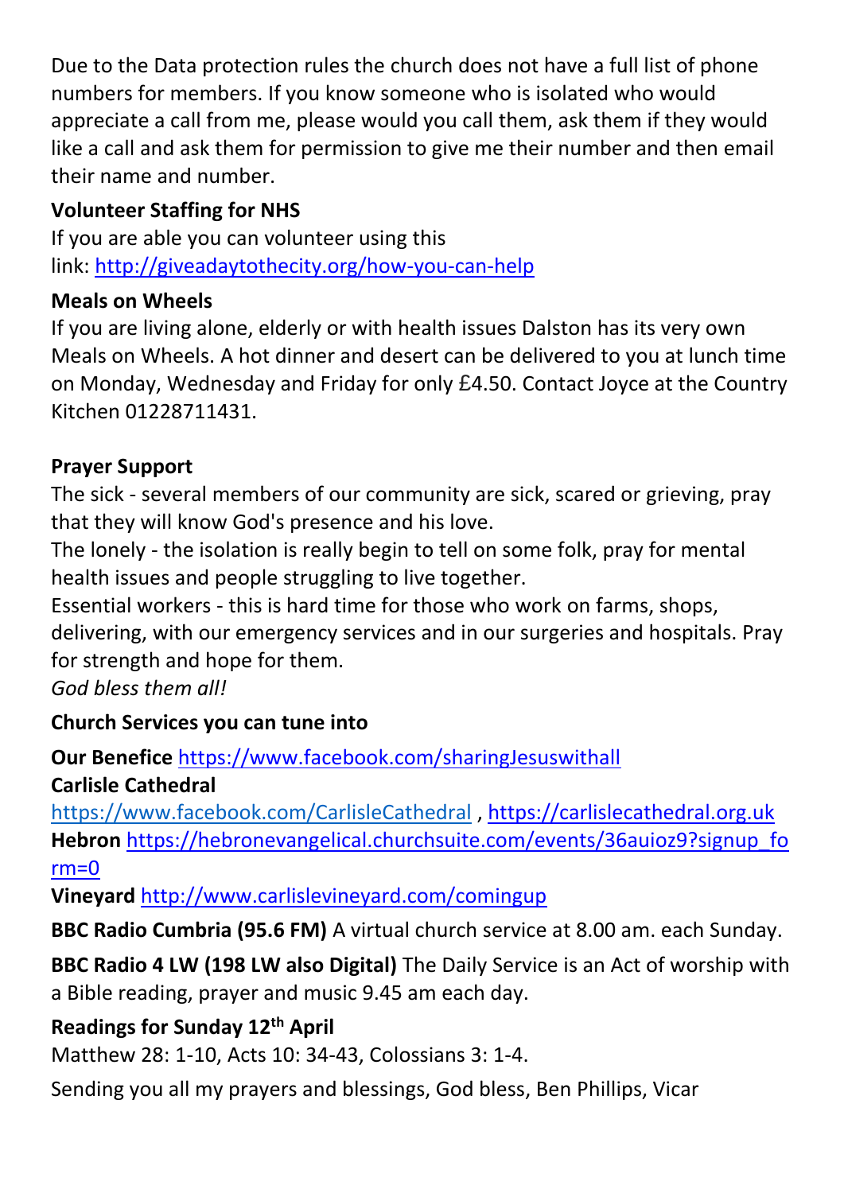Due to the Data protection rules the church does not have a full list of phone numbers for members. If you know someone who is isolated who would appreciate a call from me, please would you call them, ask them if they would like a call and ask them for permission to give me their number and then email their name and number.

**Volunteer Staffing for NHS**

If you are able you can volunteer using this link: http://giveadaytothecity.org/how-you-can-help

**Meals on Wheels**

If you are living alone, elderly or with health issues Dalston has its very own Meals on Wheels. A hot dinner and desert can be delivered to you at lunch time on Monday, Wednesday and Friday for only £4.50. Contact Joyce at the Country Kitchen 01228711431.

**Prayer Support**

The sick - several members of our community are sick, scared or grieving, pray that they will know God's presence and his love.

The lonely - the isolation is really begin to tell on some folk, pray for mental health issues and people struggling to live together.

Essential workers - this is hard time for those who work on farms, shops, delivering, with our emergency services and in our surgeries and hospitals. Pray for strength and hope for them.

*God bless them all!*

**Church Services you can tune into**

**Our Benefice** https://www.facebook.com/sharingJesuswithall

**Carlisle Cathedral**

https://www.facebook.com/CarlisleCathedral , https://carlislecathedral.org.uk

**Hebron** https://hebronevangelical.churchsuite.com/events/36auioz9?signup_form=0

**Vineyard** http://www.carlislevineyard.com/comingup

**BBC Radio Cumbria (95.6 FM)** A virtual church service at 8.00 am. each Sunday.

**BBC Radio 4 LW (198 LW also Digital)** The Daily Service is an Act of worship with a Bible reading, prayer and music 9.45 am each day.

**Readings for Sunday 12th April**

Matthew 28: 1-10, Acts 10: 34-43, Colossians 3: 1-4.

Sending you all my prayers and blessings, God bless, Ben Phillips, Vicar